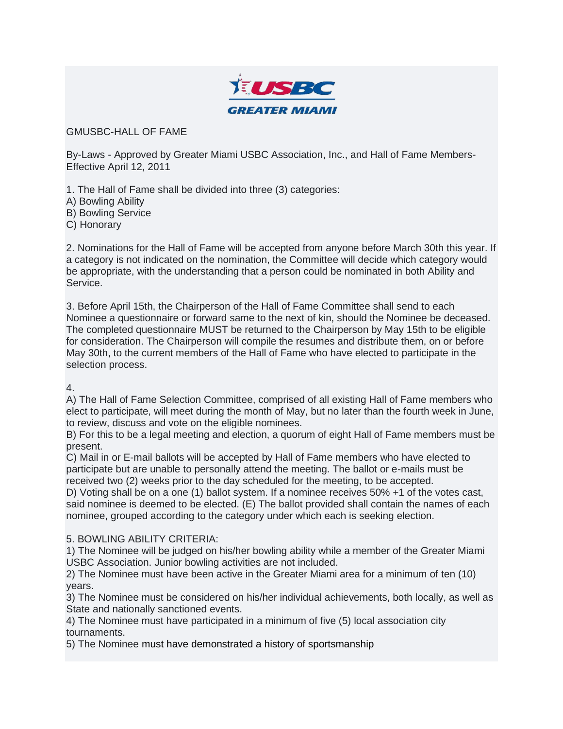USBC GREATER MIAMI

# GMUSBC-HALL OF FAME

By-Laws - Approved by Greater Miami USBC Association, Inc., and Hall of Fame Members-Effective April 12, 2011

1. The Hall of Fame shall be divided into three (3) categories:
A) Bowling Ability
B) Bowling Service
C) Honorary

2. Nominations for the Hall of Fame will be accepted from anyone before March 30th this year. If a category is not indicated on the nomination, the Committee will decide which category would be appropriate, with the understanding that a person could be nominated in both Ability and Service.

3. Before April 15th, the Chairperson of the Hall of Fame Committee shall send to each Nominee a questionnaire or forward same to the next of kin, should the Nominee be deceased. The completed questionnaire MUST be returned to the Chairperson by May 15th to be eligible for consideration. The Chairperson will compile the resumes and distribute them, on or before May 30th, to the current members of the Hall of Fame who have elected to participate in the selection process.

4.
A) The Hall of Fame Selection Committee, comprised of all existing Hall of Fame members who elect to participate, will meet during the month of May, but no later than the fourth week in June, to review, discuss and vote on the eligible nominees.
B) For this to be a legal meeting and election, a quorum of eight Hall of Fame members must be present.
C) Mail in or E-mail ballots will be accepted by Hall of Fame members who have elected to participate but are unable to personally attend the meeting. The ballot or e-mails must be received two (2) weeks prior to the day scheduled for the meeting, to be accepted.
D) Voting shall be on a one (1) ballot system. If a nominee receives 50% +1 of the votes cast, said nominee is deemed to be elected. (E) The ballot provided shall contain the names of each nominee, grouped according to the category under which each is seeking election.

5. BOWLING ABILITY CRITERIA:
1) The Nominee will be judged on his/her bowling ability while a member of the Greater Miami USBC Association. Junior bowling activities are not included.
2) The Nominee must have been active in the Greater Miami area for a minimum of ten (10) years.
3) The Nominee must be considered on his/her individual achievements, both locally, as well as State and nationally sanctioned events.
4) The Nominee must have participated in a minimum of five (5) local association city tournaments.
5) The Nominee must have demonstrated a history of sportsmanship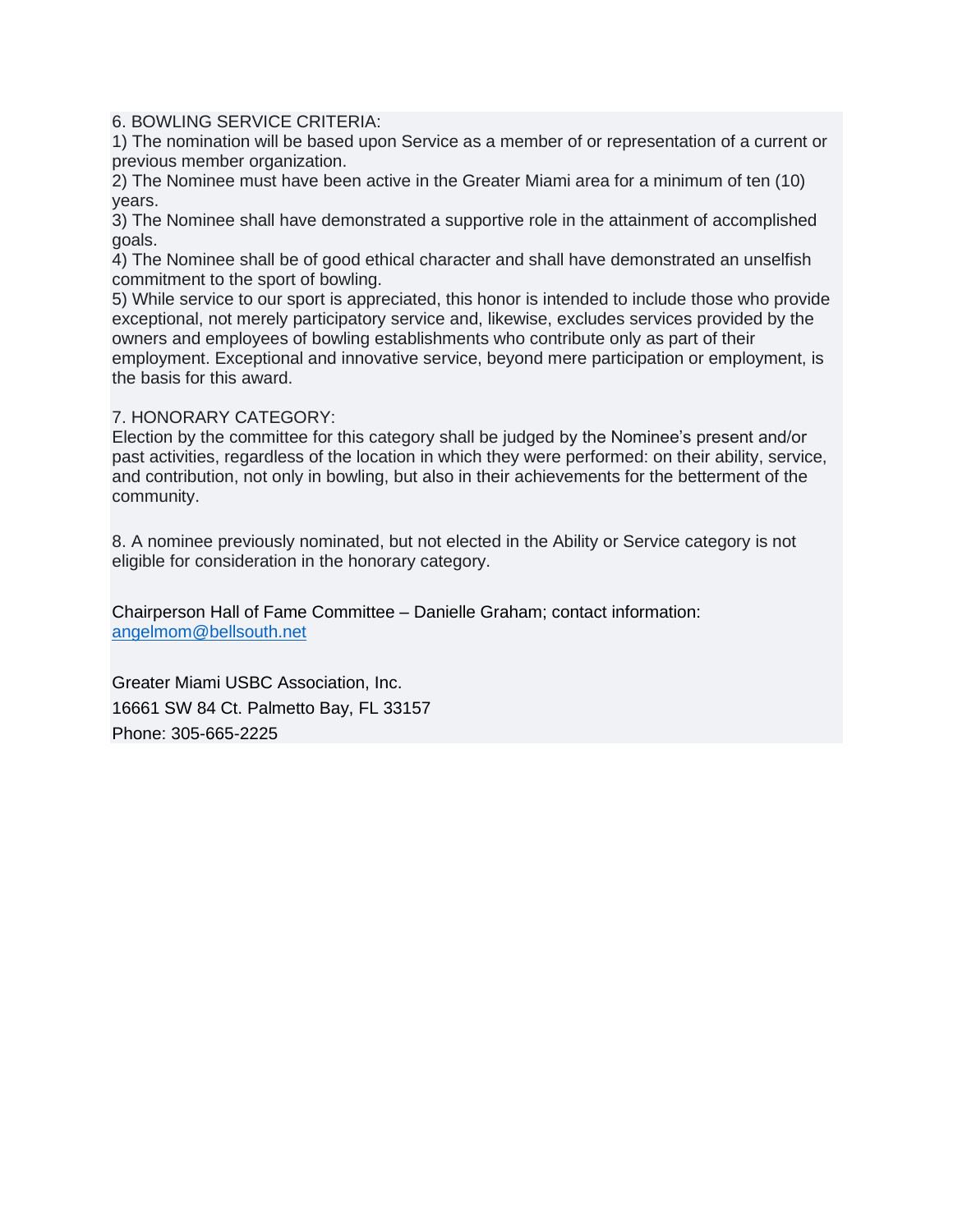6. BOWLING SERVICE CRITERIA:
1) The nomination will be based upon Service as a member of or representation of a current or previous member organization.
2) The Nominee must have been active in the Greater Miami area for a minimum of ten (10) years.
3) The Nominee shall have demonstrated a supportive role in the attainment of accomplished goals.
4) The Nominee shall be of good ethical character and shall have demonstrated an unselfish commitment to the sport of bowling.
5) While service to our sport is appreciated, this honor is intended to include those who provide exceptional, not merely participatory service and, likewise, excludes services provided by the owners and employees of bowling establishments who contribute only as part of their employment. Exceptional and innovative service, beyond mere participation or employment, is the basis for this award.

7. HONORARY CATEGORY:
Election by the committee for this category shall be judged by the Nominee's present and/or past activities, regardless of the location in which they were performed: on their ability, service, and contribution, not only in bowling, but also in their achievements for the betterment of the community.

8. A nominee previously nominated, but not elected in the Ability or Service category is not eligible for consideration in the honorary category.

Chairperson Hall of Fame Committee – Danielle Graham; contact information: angelmom@bellsouth.net

Greater Miami USBC Association, Inc.
16661 SW 84 Ct. Palmetto Bay, FL 33157
Phone: 305-665-2225